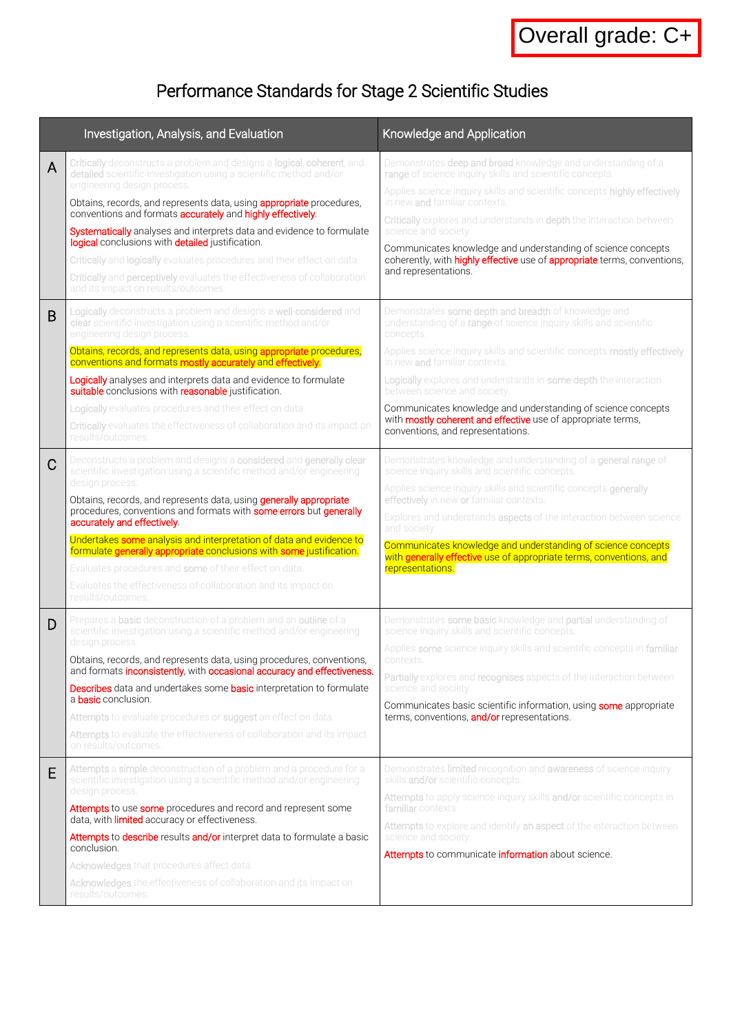Overall grade: C+

# Performance Standards for Stage 2 Scientific Studies

| | Investigation, Analysis, and Evaluation | Knowledge and Application |
|---|---|---|
| A | Critically deconstructs a problem and designs a logical, coherent, and detailed scientific investigation using a scientific method and/or engineering design process.<br><br>Obtains, records, and represents data, using appropriate procedures, conventions and formats accurately and highly effectively.<br><br>Systematically analyses and interprets data and evidence to formulate logical conclusions with detailed justification.<br><br>Critically and logically evaluates procedures and their effect on data.<br><br>Critically and perceptively evaluates the effectiveness of collaboration and its impact on results/outcomes. | Demonstrates deep and broad knowledge and understanding of a range of science inquiry skills and scientific concepts.<br><br>Applies science inquiry skills and scientific concepts highly effectively in new and familiar contexts.<br><br>Critically explores and understands in depth the interaction between science and society.<br><br>Communicates knowledge and understanding of science concepts coherently, with highly effective use of appropriate terms, conventions, and representations. |
| B | Logically deconstructs a problem and designs a well-considered and clear scientific investigation using a scientific method and/or engineering design process.<br><br>Obtains, records, and represents data, using appropriate procedures, conventions and formats mostly accurately and effectively.<br><br>Logically analyses and interprets data and evidence to formulate suitable conclusions with reasonable justification.<br><br>Logically evaluates procedures and their effect on data.<br><br>Critically evaluates the effectiveness of collaboration and its impact on results/outcomes. | Demonstrates some depth and breadth of knowledge and understanding of a range of science inquiry skills and scientific concepts.<br><br>Applies science inquiry skills and scientific concepts mostly effectively in new and familiar contexts.<br><br>Logically explores and understands in some depth the interaction between science and society.<br><br>Communicates knowledge and understanding of science concepts with mostly coherent and effective use of appropriate terms, conventions, and representations. |
| C | Deconstructs a problem and designs a considered and generally clear scientific investigation using a scientific method and/or engineering design process.<br><br>Obtains, records, and represents data, using generally appropriate procedures, conventions and formats with some errors but generally accurately and effectively.<br><br>Undertakes some analysis and interpretation of data and evidence to formulate generally appropriate conclusions with some justification.<br><br>Evaluates procedures and some of their effect on data.<br><br>Evaluates the effectiveness of collaboration and its impact on results/outcomes. | Demonstrates knowledge and understanding of a general range of science inquiry skills and scientific concepts.<br><br>Applies science inquiry skills and scientific concepts generally effectively in new or familiar contexts.<br><br>Explores and understands aspects of the interaction between science and society.<br><br>Communicates knowledge and understanding of science concepts with generally effective use of appropriate terms, conventions, and representations. |
| D | Prepares a basic deconstruction of a problem and an outline of a scientific investigation using a scientific method and/or engineering design process.<br><br>Obtains, records, and represents data, using procedures, conventions, and formats inconsistently, with occasional accuracy and effectiveness.<br><br>Describes data and undertakes some basic interpretation to formulate a basic conclusion.<br><br>Attempts to evaluate procedures or suggest an effect on data.<br><br>Attempts to evaluate the effectiveness of collaboration and its impact on results/outcomes. | Demonstrates some basic knowledge and partial understanding of science inquiry skills and scientific concepts.<br><br>Applies some science inquiry skills and scientific concepts in familiar contexts.<br><br>Partially explores and recognises aspects of the interaction between science and society.<br><br>Communicates basic scientific information, using some appropriate terms, conventions, and/or representations. |
| E | Attempts a simple deconstruction of a problem and a procedure for a scientific investigation using a scientific method and/or engineering design process.<br><br>Attempts to use some procedures and record and represent some data, with limited accuracy or effectiveness.<br><br>Attempts to describe results and/or interpret data to formulate a basic conclusion.<br><br>Acknowledges that procedures affect data.<br><br>Acknowledges the effectiveness of collaboration and its impact on results/outcomes. | Demonstrates limited recognition and awareness of science inquiry skills and/or scientific concepts.<br><br>Attempts to apply science inquiry skills and/or scientific concepts in familiar contexts.<br><br>Attempts to explore and identify an aspect of the interaction between science and society.<br><br>Attempts to communicate information about science. |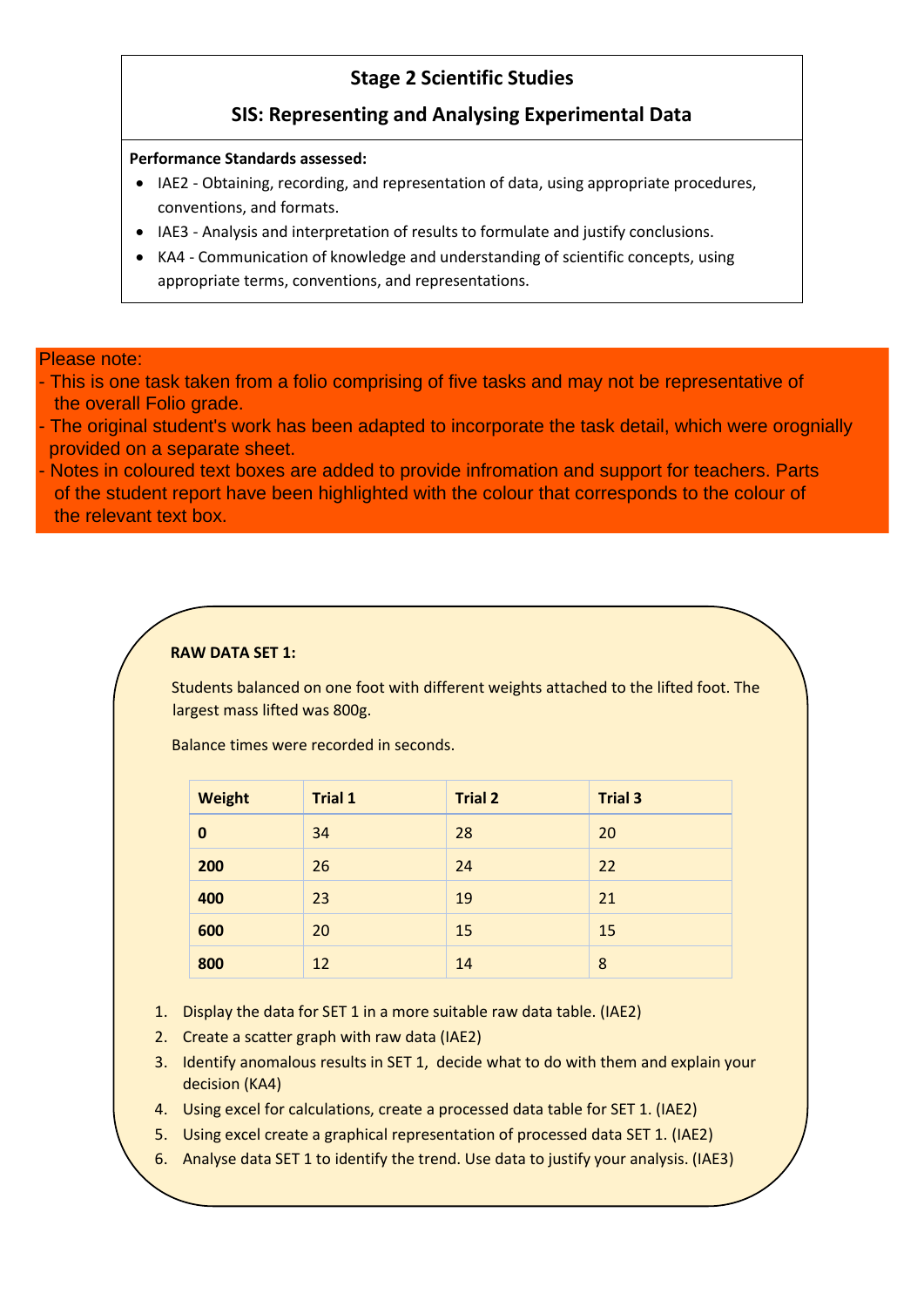## Stage 2 Scientific Studies

## SIS: Representing and Analysing Experimental Data

**Performance Standards assessed:**

- IAE2 - Obtaining, recording, and representation of data, using appropriate procedures, conventions, and formats.
- IAE3 - Analysis and interpretation of results to formulate and justify conclusions.
- KA4 - Communication of knowledge and understanding of scientific concepts, using appropriate terms, conventions, and representations.

Please note:
- This is one task taken from a folio comprising of five tasks and may not be representative of the overall Folio grade.
- The original student's work has been adapted to incorporate the task detail, which were orognially provided on a separate sheet.
- Notes in coloured text boxes are added to provide infromation and support for teachers. Parts of the student report have been highlighted with the colour that corresponds to the colour of the relevant text box.

**RAW DATA SET 1:**

Students balanced on one foot with different weights attached to the lifted foot. The largest mass lifted was 800g.

Balance times were recorded in seconds.

| Weight | Trial 1 | Trial 2 | Trial 3 |
|---|---|---|---|
| **0** | 34 | 28 | 20 |
| **200** | 26 | 24 | 22 |
| **400** | 23 | 19 | 21 |
| **600** | 20 | 15 | 15 |
| **800** | 12 | 14 | 8 |

1. Display the data for SET 1 in a more suitable raw data table. (IAE2)
2. Create a scatter graph with raw data (IAE2)
3. Identify anomalous results in SET 1, decide what to do with them and explain your decision (KA4)
4. Using excel for calculations, create a processed data table for SET 1. (IAE2)
5. Using excel create a graphical representation of processed data SET 1. (IAE2)
6. Analyse data SET 1 to identify the trend. Use data to justify your analysis. (IAE3)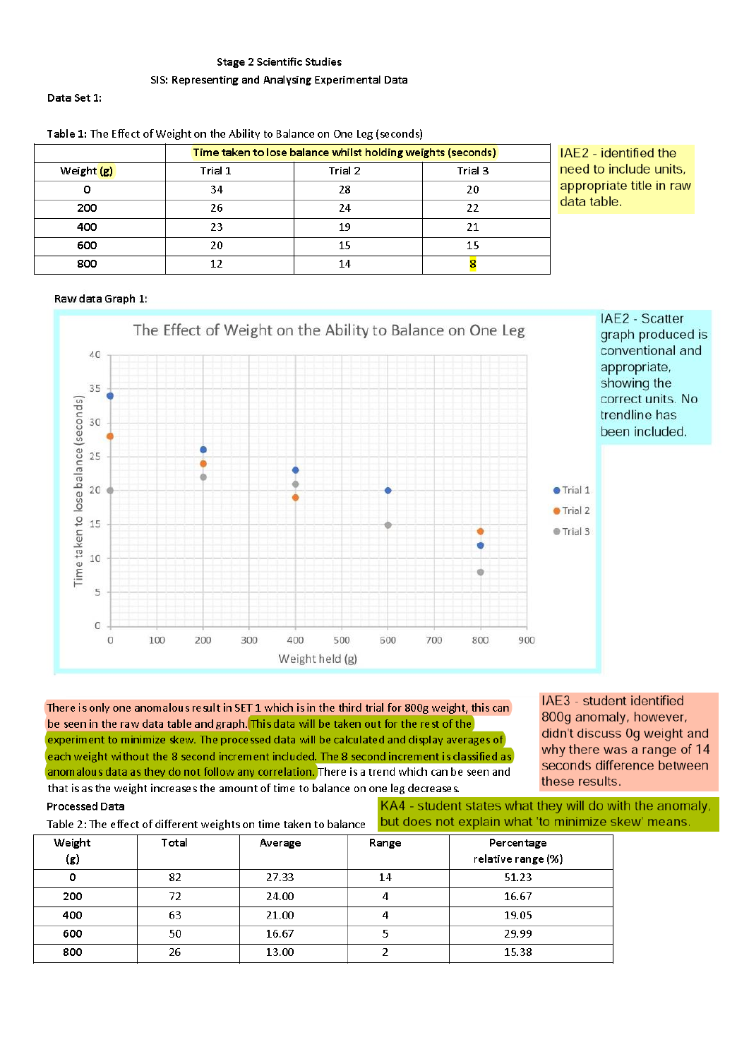Stage 2 Scientific Studies

SIS: Representing and Analysing Experimental Data

Data Set 1:

Table 1: The Effect of Weight on the Ability to Balance on One Leg (seconds)

| | Time taken to lose balance whilst holding weights (seconds) | | |
|---|---|---|---|
| Weight (g) | Trial 1 | Trial 2 | Trial 3 |
| 0 | 34 | 28 | 20 |
| 200 | 26 | 24 | 22 |
| 400 | 23 | 19 | 21 |
| 600 | 20 | 15 | 15 |
| 800 | 12 | 14 | 8 |

IAE2 - identified the need to include units, appropriate title in raw data table.

Raw data Graph 1:

The Effect of Weight on the Ability to Balance on One Leg

(Scatter graph: y-axis "Time taken to lose balance (seconds)" 0–40; x-axis "Weight held (g)" 0–900; series Trial 1, Trial 2, Trial 3)

IAE2 - Scatter graph produced is conventional and appropriate, showing the correct units. No trendline has been included.

There is only one anomalous result in SET 1 which is in the third trial for 800g weight, this can be seen in the raw data table and graph. This data will be taken out for the rest of the experiment to minimize skew. The processed data will be calculated and display averages of each weight without the 8 second increment included. The 8 second increment is classified as anomalous data as they do not follow any correlation. There is a trend which can be seen and that is as the weight increases the amount of time to balance on one leg decreases.

IAE3 - student identified 800g anomaly, however, didn't discuss 0g weight and why there was a range of 14 seconds difference between these results.

KA4 - student states what they will do with the anomaly, but does not explain what 'to minimize skew' means.

Processed Data

Table 2: The effect of different weights on time taken to balance

| Weight (g) | Total | Average | Range | Percentage relative range (%) |
|---|---|---|---|---|
| 0 | 82 | 27.33 | 14 | 51.23 |
| 200 | 72 | 24.00 | 4 | 16.67 |
| 400 | 63 | 21.00 | 4 | 19.05 |
| 600 | 50 | 16.67 | 5 | 29.99 |
| 800 | 26 | 13.00 | 2 | 15.38 |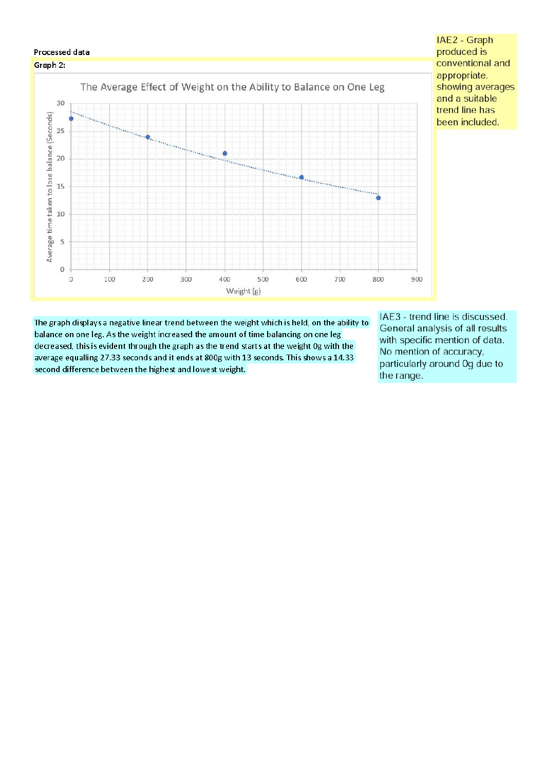Processed data

Graph 2:

The Average Effect of Weight on the Ability to Balance on One Leg

> IAE2 - Graph produced is conventional and appropriate, showing averages and a suitable trend line has been included.

The graph displays a negative linear trend between the weight which is held, on the ability to balance on one leg. As the weight increased the amount of time balancing on one leg decreased, this is evident through the graph as the trend starts at the weight 0g with the average equalling 27.33 seconds and it ends at 800g with 13 seconds. This shows a 14.33 second difference between the highest and lowest weight.

> IAE3 - trend line is discussed. General analysis of all results with specific mention of data. No mention of accuracy, particularly around 0g due to the range.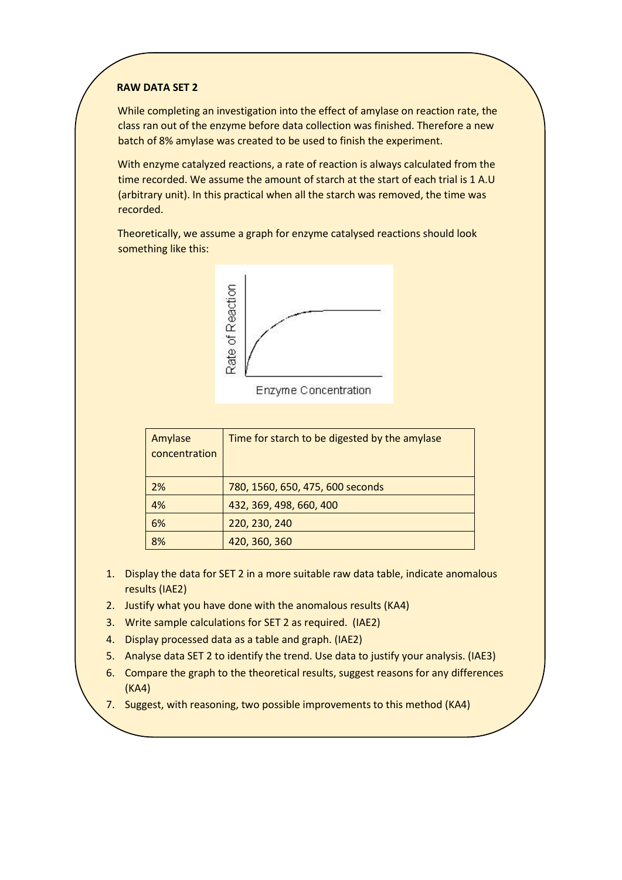**RAW DATA SET 2**

While completing an investigation into the effect of amylase on reaction rate, the class ran out of the enzyme before data collection was finished. Therefore a new batch of 8% amylase was created to be used to finish the experiment.

With enzyme catalyzed reactions, a rate of reaction is always calculated from the time recorded. We assume the amount of starch at the start of each trial is 1 A.U (arbitrary unit). In this practical when all the starch was removed, the time was recorded.

Theoretically, we assume a graph for enzyme catalysed reactions should look something like this:

| Amylase concentration | Time for starch to be digested by the amylase |
|---|---|
| 2% | 780, 1560, 650, 475, 600 seconds |
| 4% | 432, 369, 498, 660, 400 |
| 6% | 220, 230, 240 |
| 8% | 420, 360, 360 |

1. Display the data for SET 2 in a more suitable raw data table, indicate anomalous results (IAE2)
2. Justify what you have done with the anomalous results (KA4)
3. Write sample calculations for SET 2 as required. (IAE2)
4. Display processed data as a table and graph. (IAE2)
5. Analyse data SET 2 to identify the trend. Use data to justify your analysis. (IAE3)
6. Compare the graph to the theoretical results, suggest reasons for any differences (KA4)
7. Suggest, with reasoning, two possible improvements to this method (KA4)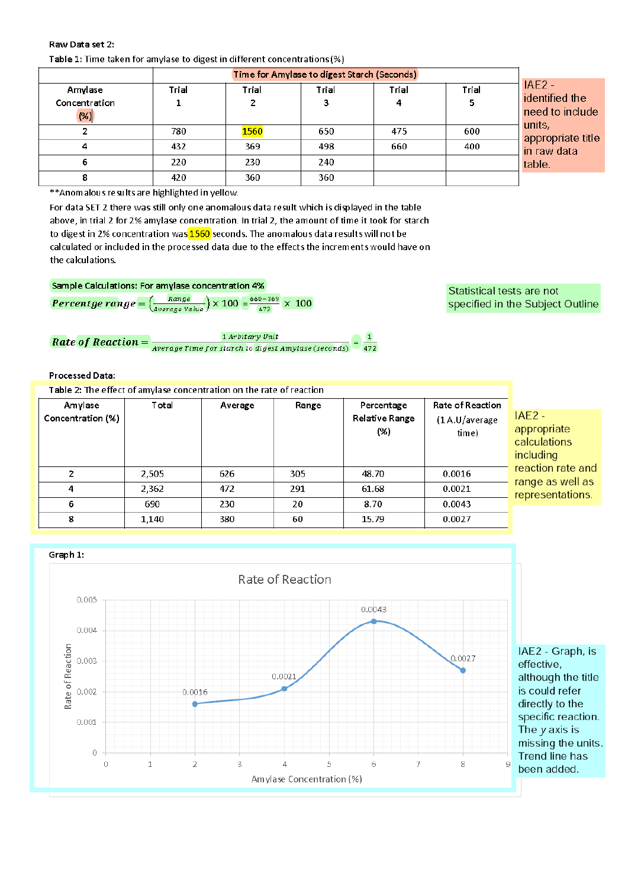Raw Data set 2:

Table 1: Time taken for amylase to digest in different concentrations (%)

| Amylase Concentration (%) | Time for Amylase to digest Starch (Seconds) | | | | |
|---|---|---|---|---|---|
| | Trial 1 | Trial 2 | Trial 3 | Trial 4 | Trial 5 |
| 2 | 780 | 1560 | 650 | 475 | 600 |
| 4 | 432 | 369 | 498 | 660 | 400 |
| 6 | 220 | 230 | 240 | | |
| 8 | 420 | 360 | 360 | | |

IAE2 - identified the need to include units, appropriate title in raw data table.

**Anomalous results are highlighted in yellow.

For data SET 2 there was still only one anomalous data result which is displayed in the table above, in trial 2 for 2% amylase concentration. In trial 2, the amount of time it took for starch to digest in 2% concentration was 1560 seconds. The anomalous data results will not be calculated or included in the processed data due to the effects the increments would have on the calculations.

Sample Calculations: For amylase concentration 4%

$$\textit{Percentge range} = \left(\frac{\textit{Range}}{\textit{Average Value}}\right) \times 100 = \frac{660-369}{472} \times 100$$

$$\textit{Rate of Reaction} = \frac{1 \textit{ Arbitary Unit}}{\textit{Average Time for starch to digest Amylase (seconds)}} = \frac{1}{472}$$

Statistical tests are not specified in the Subject Outline

Processed Data:

Table 2: The effect of amylase concentration on the rate of reaction

| Amylase Concentration (%) | Total | Average | Range | Percentage Relative Range (%) | Rate of Reaction (1 A.U/average time) |
|---|---|---|---|---|---|
| 2 | 2,505 | 626 | 305 | 48.70 | 0.0016 |
| 4 | 2,362 | 472 | 291 | 61.68 | 0.0021 |
| 6 | 690 | 230 | 20 | 8.70 | 0.0043 |
| 8 | 1,140 | 380 | 60 | 15.79 | 0.0027 |

IAE2 - appropriate calculations including reaction rate and range as well as representations.

Graph 1:

Rate of Reaction

| Amylase Concentration (%) | Rate of Reaction |
|---|---|
| 2 | 0.0016 |
| 4 | 0.0021 |
| 6 | 0.0043 |
| 8 | 0.0027 |

IAE2 - Graph, is effective, although the title is could refer directly to the specific reaction. The *y* axis is missing the units. Trend line has been added.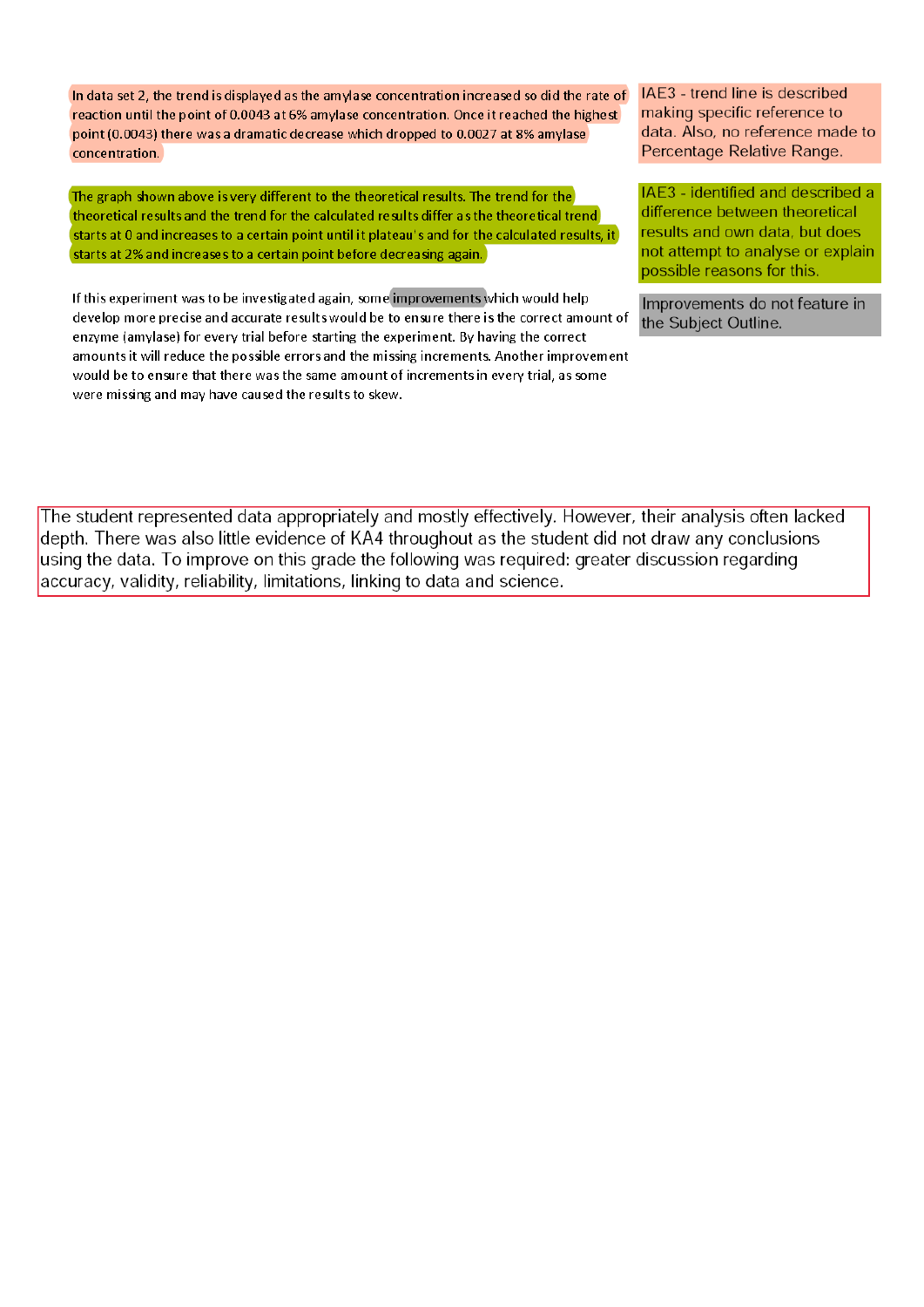In data set 2, the trend is displayed as the amylase concentration increased so did the rate of reaction until the point of 0.0043 at 6% amylase concentration. Once it reached the highest point (0.0043) there was a dramatic decrease which dropped to 0.0027 at 8% amylase concentration.

> IAE3 - trend line is described making specific reference to data. Also, no reference made to Percentage Relative Range.

The graph shown above is very different to the theoretical results. The trend for the theoretical results and the trend for the calculated results differ as the theoretical trend starts at 0 and increases to a certain point until it plateau's and for the calculated results, it starts at 2% and increases to a certain point before decreasing again.

> IAE3 - identified and described a difference between theoretical results and own data, but does not attempt to analyse or explain possible reasons for this.

If this experiment was to be investigated again, some improvements which would help develop more precise and accurate results would be to ensure there is the correct amount of enzyme (amylase) for every trial before starting the experiment. By having the correct amounts it will reduce the possible errors and the missing increments. Another improvement would be to ensure that there was the same amount of increments in every trial, as some were missing and may have caused the results to skew.

> Improvements do not feature in the Subject Outline.

The student represented data appropriately and mostly effectively. However, their analysis often lacked depth. There was also little evidence of KA4 throughout as the student did not draw any conclusions using the data. To improve on this grade the following was required: greater discussion regarding accuracy, validity, reliability, limitations, linking to data and science.